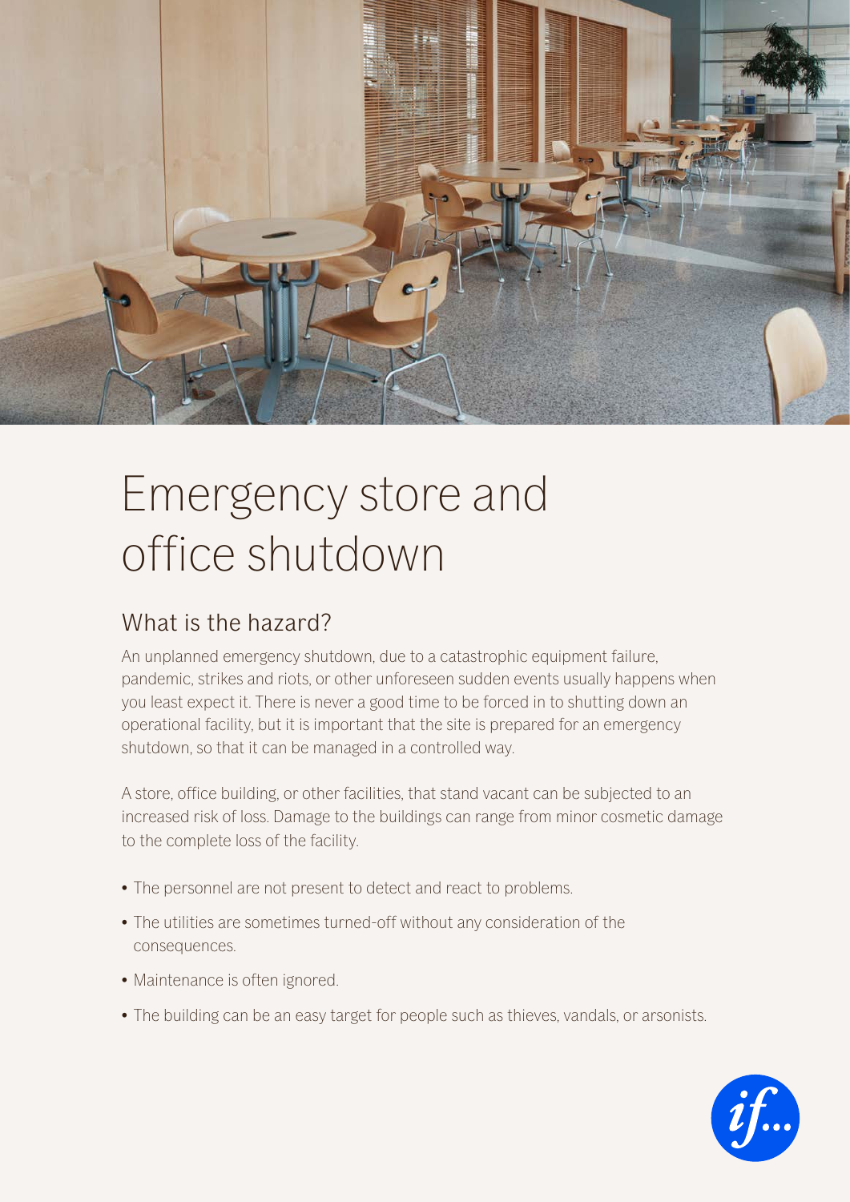# Emergency store and office shutdown

## What is the hazard?

An unplanned emergency shutdown, due to a catastrophic equipment failure, pandemic, strikes and riots, or other unforeseen sudden events usually happens when you least expect it. There is never a good time to be forced in to shutting down an operational facility, but it is important that the site is prepared for an emergency shutdown, so that it can be managed in a controlled way.

A store, office building, or other facilities, that stand vacant can be subjected to an increased risk of loss. Damage to the buildings can range from minor cosmetic damage to the complete loss of the facility.

- The personnel are not present to detect and react to problems.
- The utilities are sometimes turned-off without any consideration of the consequences.
- Maintenance is often ignored.
- The building can be an easy target for people such as thieves, vandals, or arsonists.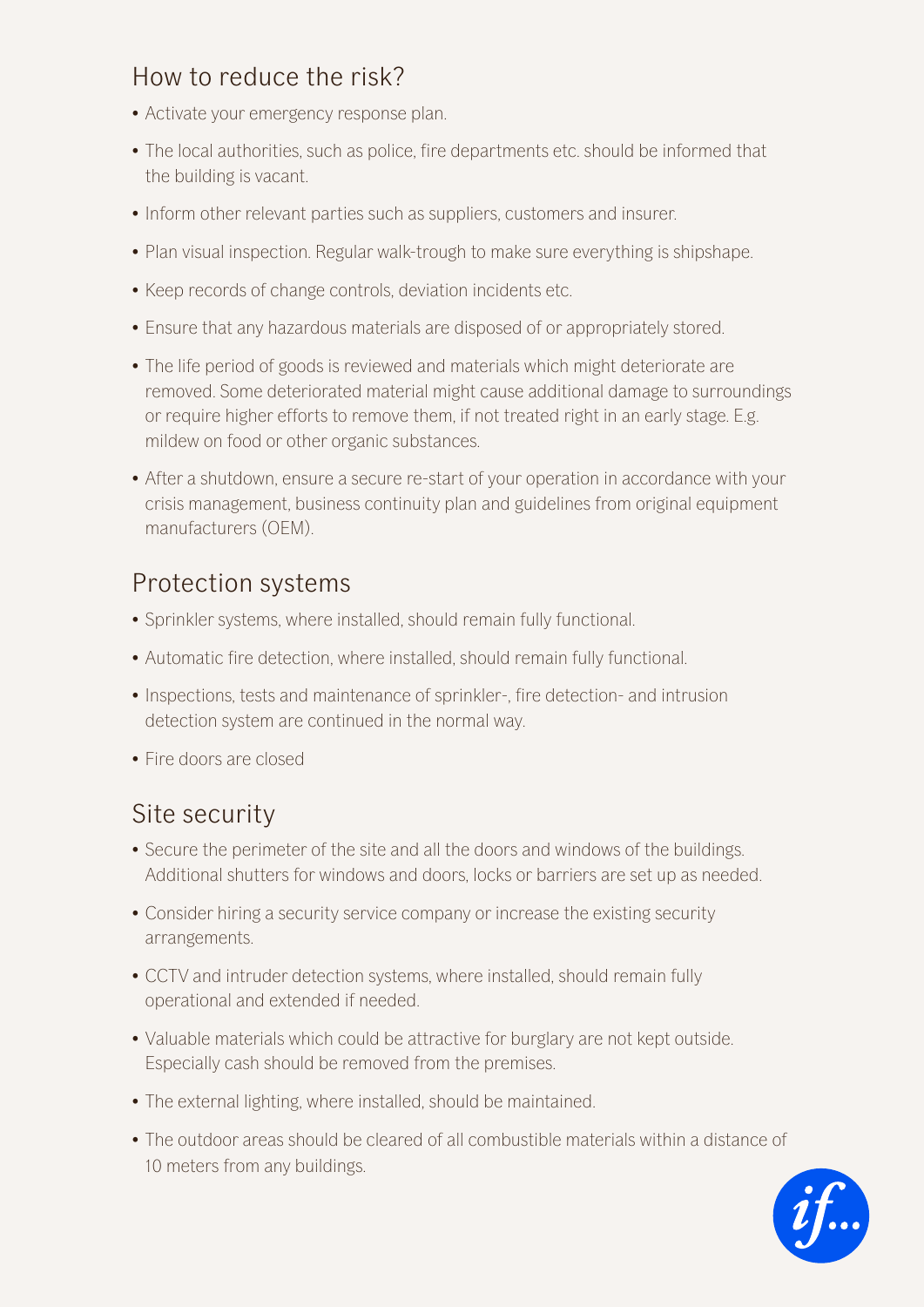## How to reduce the risk?

- Activate your emergency response plan.
- The local authorities, such as police, fire departments etc. should be informed that the building is vacant.
- Inform other relevant parties such as suppliers, customers and insurer.
- Plan visual inspection. Regular walk-trough to make sure everything is shipshape.
- Keep records of change controls, deviation incidents etc.
- Ensure that any hazardous materials are disposed of or appropriately stored.
- The life period of goods is reviewed and materials which might deteriorate are removed. Some deteriorated material might cause additional damage to surroundings or require higher efforts to remove them, if not treated right in an early stage. E.g. mildew on food or other organic substances.
- After a shutdown, ensure a secure re-start of your operation in accordance with your crisis management, business continuity plan and guidelines from original equipment manufacturers (OEM).

## Protection systems

- Sprinkler systems, where installed, should remain fully functional.
- Automatic fire detection, where installed, should remain fully functional.
- Inspections, tests and maintenance of sprinkler-, fire detection- and intrusion detection system are continued in the normal way.
- Fire doors are closed

## Site security

- Secure the perimeter of the site and all the doors and windows of the buildings. Additional shutters for windows and doors, locks or barriers are set up as needed.
- Consider hiring a security service company or increase the existing security arrangements.
- CCTV and intruder detection systems, where installed, should remain fully operational and extended if needed.
- Valuable materials which could be attractive for burglary are not kept outside. Especially cash should be removed from the premises.
- The external lighting, where installed, should be maintained.
- The outdoor areas should be cleared of all combustible materials within a distance of 10 meters from any buildings.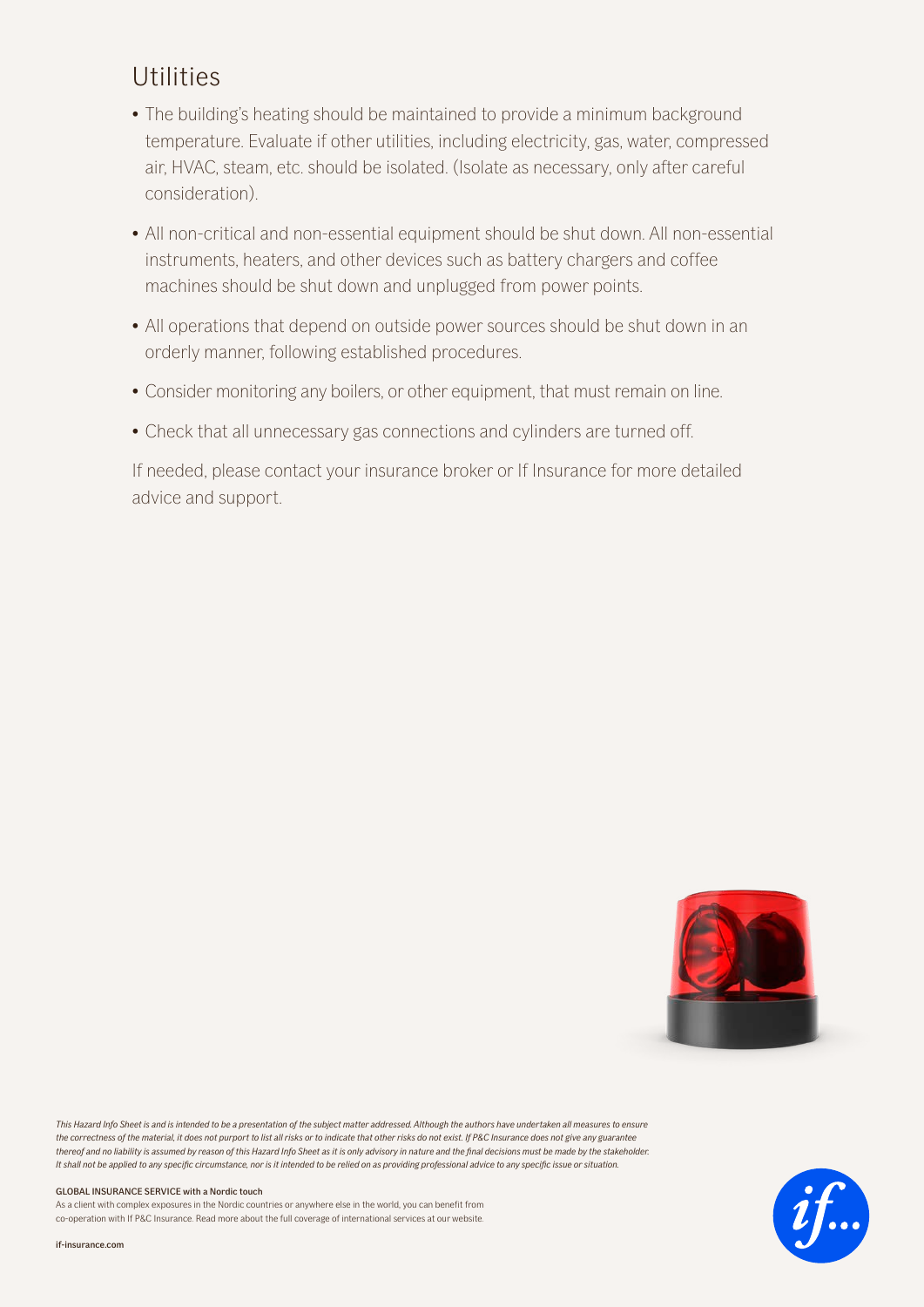## Utilities

- The building's heating should be maintained to provide a minimum background temperature. Evaluate if other utilities, including electricity, gas, water, compressed air, HVAC, steam, etc. should be isolated. (Isolate as necessary, only after careful consideration).
- All non-critical and non-essential equipment should be shut down. All non-essential instruments, heaters, and other devices such as battery chargers and coffee machines should be shut down and unplugged from power points.
- All operations that depend on outside power sources should be shut down in an orderly manner, following established procedures.
- Consider monitoring any boilers, or other equipment, that must remain on line.
- Check that all unnecessary gas connections and cylinders are turned off.

If needed, please contact your insurance broker or If Insurance for more detailed advice and support.

*This Hazard Info Sheet is and is intended to be a presentation of the subject matter addressed. Although the authors have undertaken all measures to ensure the correctness of the material, it does not purport to list all risks or to indicate that other risks do not exist. If P&C Insurance does not give any guarantee thereof and no liability is assumed by reason of this Hazard Info Sheet as it is only advisory in nature and the final decisions must be made by the stakeholder. It shall not be applied to any specific circumstance, nor is it intended to be relied on as providing professional advice to any specific issue or situation.*

**GLOBAL INSURANCE SERVICE with a Nordic touch**
As a client with complex exposures in the Nordic countries or anywhere else in the world, you can benefit from co-operation with If P&C Insurance. Read more about the full coverage of international services at our website.

**if-insurance.com**